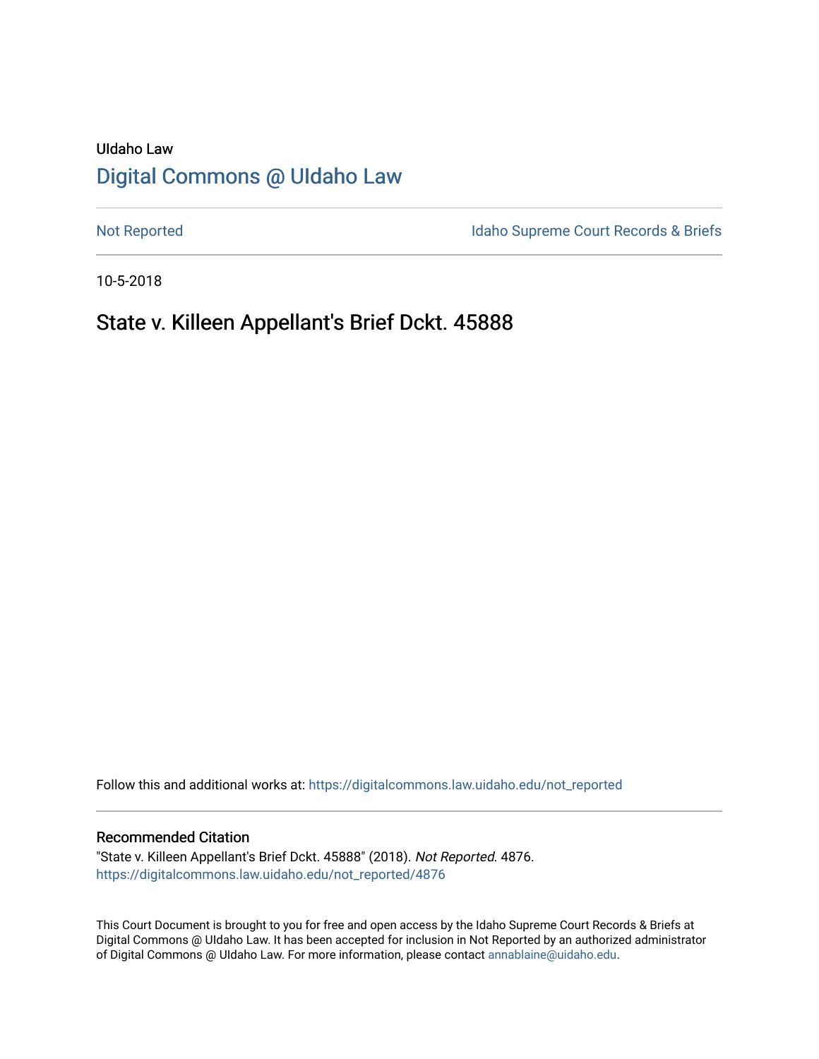UIdaho Law

# Digital Commons @ UIdaho Law

Not Reported

Idaho Supreme Court Records & Briefs

10-5-2018

## State v. Killeen Appellant's Brief Dckt. 45888

Follow this and additional works at: https://digitalcommons.law.uidaho.edu/not_reported

### Recommended Citation

"State v. Killeen Appellant's Brief Dckt. 45888" (2018). *Not Reported*. 4876.
https://digitalcommons.law.uidaho.edu/not_reported/4876

This Court Document is brought to you for free and open access by the Idaho Supreme Court Records & Briefs at Digital Commons @ UIdaho Law. It has been accepted for inclusion in Not Reported by an authorized administrator of Digital Commons @ UIdaho Law. For more information, please contact annablaine@uidaho.edu.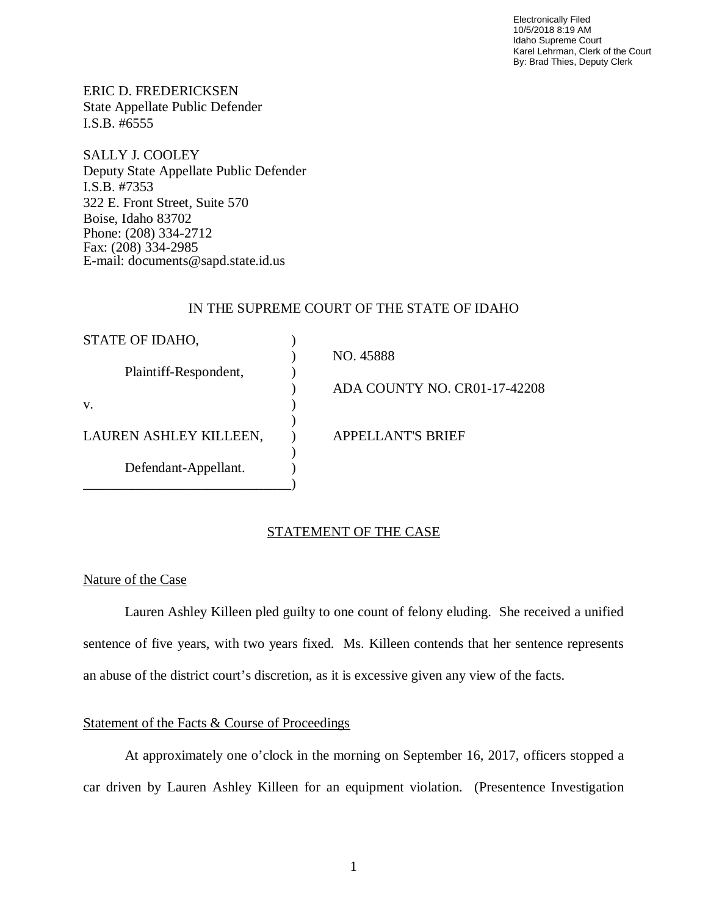Electronically Filed
10/5/2018 8:19 AM
Idaho Supreme Court
Karel Lehrman, Clerk of the Court
By: Brad Thies, Deputy Clerk

ERIC D. FREDERICKSEN
State Appellate Public Defender
I.S.B. #6555

SALLY J. COOLEY
Deputy State Appellate Public Defender
I.S.B. #7353
322 E. Front Street, Suite 570
Boise, Idaho 83702
Phone: (208) 334-2712
Fax: (208) 334-2985
E-mail: documents@sapd.state.id.us

IN THE SUPREME COURT OF THE STATE OF IDAHO

| | |
|---|---|
| STATE OF IDAHO, | NO. 45888 |
| Plaintiff-Respondent, | ADA COUNTY NO. CR01-17-42208 |
| v. | |
| LAUREN ASHLEY KILLEEN, | APPELLANT'S BRIEF |
| Defendant-Appellant. | |

## STATEMENT OF THE CASE

### Nature of the Case

Lauren Ashley Killeen pled guilty to one count of felony eluding. She received a unified sentence of five years, with two years fixed. Ms. Killeen contends that her sentence represents an abuse of the district court's discretion, as it is excessive given any view of the facts.

### Statement of the Facts & Course of Proceedings

At approximately one o'clock in the morning on September 16, 2017, officers stopped a car driven by Lauren Ashley Killeen for an equipment violation. (Presentence Investigation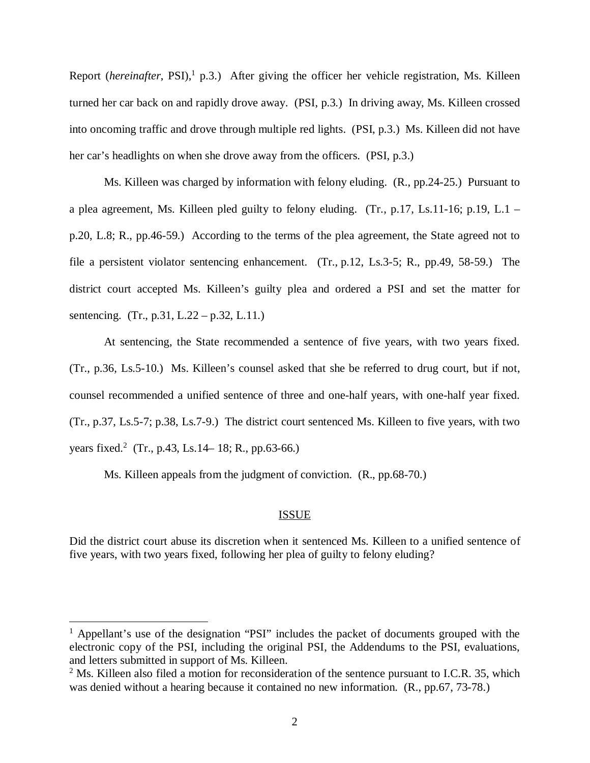Report (*hereinafter*, PSI),[1] p.3.) After giving the officer her vehicle registration, Ms. Killeen turned her car back on and rapidly drove away. (PSI, p.3.) In driving away, Ms. Killeen crossed into oncoming traffic and drove through multiple red lights. (PSI, p.3.) Ms. Killeen did not have her car's headlights on when she drove away from the officers. (PSI, p.3.)

Ms. Killeen was charged by information with felony eluding. (R., pp.24-25.) Pursuant to a plea agreement, Ms. Killeen pled guilty to felony eluding. (Tr., p.17, Ls.11-16; p.19, L.1 – p.20, L.8; R., pp.46-59.) According to the terms of the plea agreement, the State agreed not to file a persistent violator sentencing enhancement. (Tr., p.12, Ls.3-5; R., pp.49, 58-59.) The district court accepted Ms. Killeen's guilty plea and ordered a PSI and set the matter for sentencing. (Tr., p.31, L.22 – p.32, L.11.)

At sentencing, the State recommended a sentence of five years, with two years fixed. (Tr., p.36, Ls.5-10.) Ms. Killeen's counsel asked that she be referred to drug court, but if not, counsel recommended a unified sentence of three and one-half years, with one-half year fixed. (Tr., p.37, Ls.5-7; p.38, Ls.7-9.) The district court sentenced Ms. Killeen to five years, with two years fixed.[2] (Tr., p.43, Ls.14– 18; R., pp.63-66.)

Ms. Killeen appeals from the judgment of conviction. (R., pp.68-70.)

## ISSUE

Did the district court abuse its discretion when it sentenced Ms. Killeen to a unified sentence of five years, with two years fixed, following her plea of guilty to felony eluding?

---

[1] Appellant's use of the designation "PSI" includes the packet of documents grouped with the electronic copy of the PSI, including the original PSI, the Addendums to the PSI, evaluations, and letters submitted in support of Ms. Killeen.

[2] Ms. Killeen also filed a motion for reconsideration of the sentence pursuant to I.C.R. 35, which was denied without a hearing because it contained no new information. (R., pp.67, 73-78.)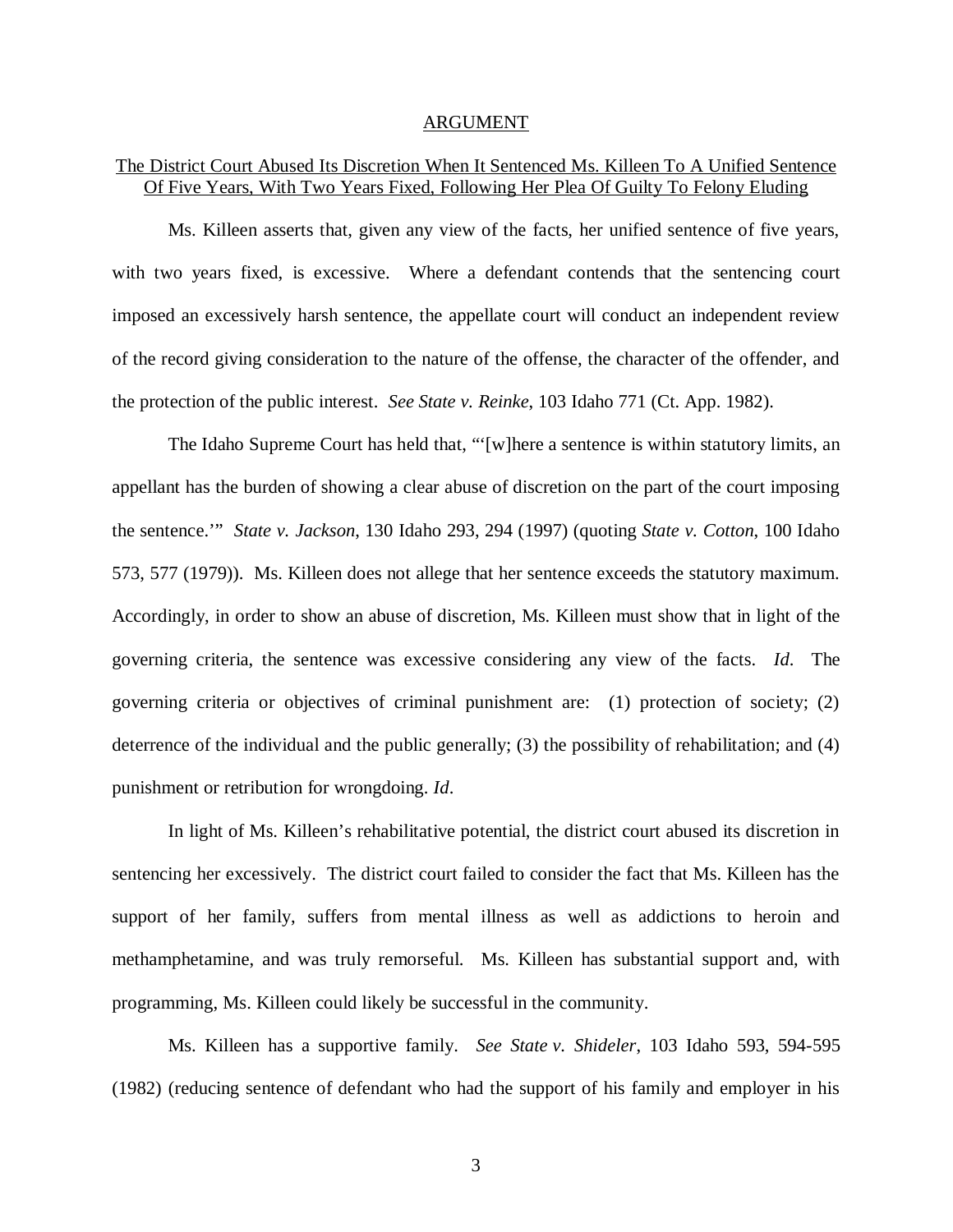## ARGUMENT

### The District Court Abused Its Discretion When It Sentenced Ms. Killeen To A Unified Sentence Of Five Years, With Two Years Fixed, Following Her Plea Of Guilty To Felony Eluding

Ms. Killeen asserts that, given any view of the facts, her unified sentence of five years, with two years fixed, is excessive. Where a defendant contends that the sentencing court imposed an excessively harsh sentence, the appellate court will conduct an independent review of the record giving consideration to the nature of the offense, the character of the offender, and the protection of the public interest. *See State v. Reinke*, 103 Idaho 771 (Ct. App. 1982).

The Idaho Supreme Court has held that, "'[w]here a sentence is within statutory limits, an appellant has the burden of showing a clear abuse of discretion on the part of the court imposing the sentence.'" *State v. Jackson*, 130 Idaho 293, 294 (1997) (quoting *State v. Cotton*, 100 Idaho 573, 577 (1979)). Ms. Killeen does not allege that her sentence exceeds the statutory maximum. Accordingly, in order to show an abuse of discretion, Ms. Killeen must show that in light of the governing criteria, the sentence was excessive considering any view of the facts. *Id*. The governing criteria or objectives of criminal punishment are: (1) protection of society; (2) deterrence of the individual and the public generally; (3) the possibility of rehabilitation; and (4) punishment or retribution for wrongdoing. *Id*.

In light of Ms. Killeen's rehabilitative potential, the district court abused its discretion in sentencing her excessively. The district court failed to consider the fact that Ms. Killeen has the support of her family, suffers from mental illness as well as addictions to heroin and methamphetamine, and was truly remorseful. Ms. Killeen has substantial support and, with programming, Ms. Killeen could likely be successful in the community.

Ms. Killeen has a supportive family. *See State v. Shideler*, 103 Idaho 593, 594-595 (1982) (reducing sentence of defendant who had the support of his family and employer in his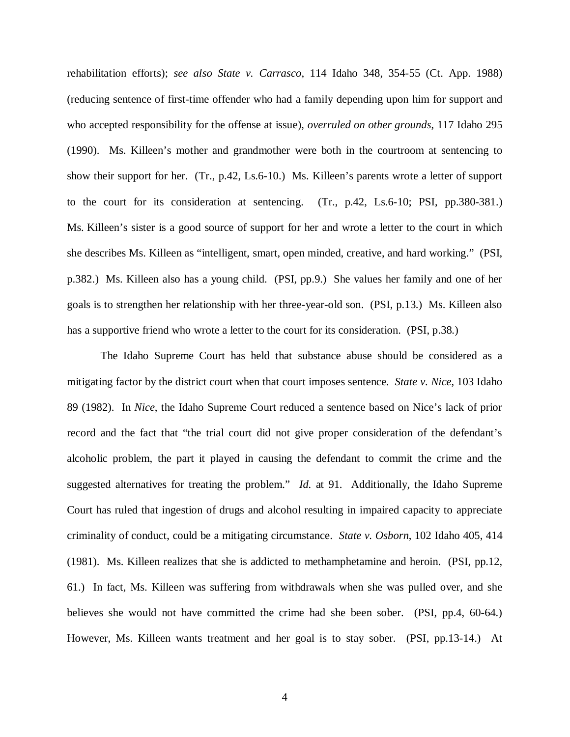rehabilitation efforts); *see also State v. Carrasco*, 114 Idaho 348, 354-55 (Ct. App. 1988) (reducing sentence of first-time offender who had a family depending upon him for support and who accepted responsibility for the offense at issue), *overruled on other grounds*, 117 Idaho 295 (1990). Ms. Killeen's mother and grandmother were both in the courtroom at sentencing to show their support for her. (Tr., p.42, Ls.6-10.) Ms. Killeen's parents wrote a letter of support to the court for its consideration at sentencing. (Tr., p.42, Ls.6-10; PSI, pp.380-381.) Ms. Killeen's sister is a good source of support for her and wrote a letter to the court in which she describes Ms. Killeen as "intelligent, smart, open minded, creative, and hard working." (PSI, p.382.) Ms. Killeen also has a young child. (PSI, pp.9.) She values her family and one of her goals is to strengthen her relationship with her three-year-old son. (PSI, p.13.) Ms. Killeen also has a supportive friend who wrote a letter to the court for its consideration. (PSI, p.38.)

The Idaho Supreme Court has held that substance abuse should be considered as a mitigating factor by the district court when that court imposes sentence. *State v. Nice*, 103 Idaho 89 (1982). In *Nice*, the Idaho Supreme Court reduced a sentence based on Nice's lack of prior record and the fact that "the trial court did not give proper consideration of the defendant's alcoholic problem, the part it played in causing the defendant to commit the crime and the suggested alternatives for treating the problem." *Id.* at 91. Additionally, the Idaho Supreme Court has ruled that ingestion of drugs and alcohol resulting in impaired capacity to appreciate criminality of conduct, could be a mitigating circumstance. *State v. Osborn*, 102 Idaho 405, 414 (1981). Ms. Killeen realizes that she is addicted to methamphetamine and heroin. (PSI, pp.12, 61.) In fact, Ms. Killeen was suffering from withdrawals when she was pulled over, and she believes she would not have committed the crime had she been sober. (PSI, pp.4, 60-64.) However, Ms. Killeen wants treatment and her goal is to stay sober. (PSI, pp.13-14.) At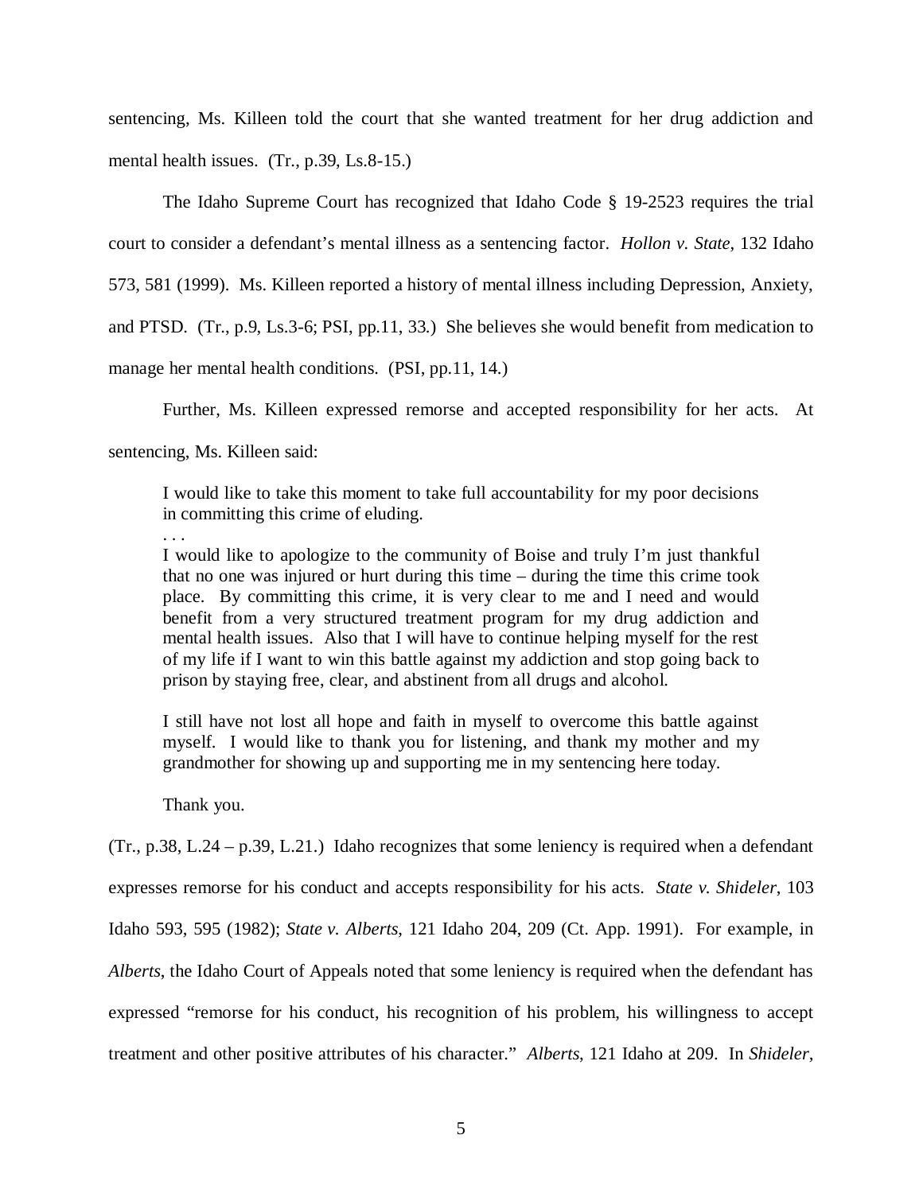sentencing, Ms. Killeen told the court that she wanted treatment for her drug addiction and mental health issues. (Tr., p.39, Ls.8-15.)

The Idaho Supreme Court has recognized that Idaho Code § 19-2523 requires the trial court to consider a defendant's mental illness as a sentencing factor. *Hollon v. State*, 132 Idaho 573, 581 (1999). Ms. Killeen reported a history of mental illness including Depression, Anxiety, and PTSD. (Tr., p.9, Ls.3-6; PSI, pp.11, 33.) She believes she would benefit from medication to manage her mental health conditions. (PSI, pp.11, 14.)

Further, Ms. Killeen expressed remorse and accepted responsibility for her acts. At sentencing, Ms. Killeen said:

> I would like to take this moment to take full accountability for my poor decisions in committing this crime of eluding.
>
> . . .
>
> I would like to apologize to the community of Boise and truly I'm just thankful that no one was injured or hurt during this time – during the time this crime took place. By committing this crime, it is very clear to me and I need and would benefit from a very structured treatment program for my drug addiction and mental health issues. Also that I will have to continue helping myself for the rest of my life if I want to win this battle against my addiction and stop going back to prison by staying free, clear, and abstinent from all drugs and alcohol.
>
> I still have not lost all hope and faith in myself to overcome this battle against myself. I would like to thank you for listening, and thank my mother and my grandmother for showing up and supporting me in my sentencing here today.
>
> Thank you.

(Tr., p.38, L.24 – p.39, L.21.) Idaho recognizes that some leniency is required when a defendant expresses remorse for his conduct and accepts responsibility for his acts. *State v. Shideler*, 103 Idaho 593, 595 (1982); *State v. Alberts*, 121 Idaho 204, 209 (Ct. App. 1991). For example, in *Alberts*, the Idaho Court of Appeals noted that some leniency is required when the defendant has expressed "remorse for his conduct, his recognition of his problem, his willingness to accept treatment and other positive attributes of his character." *Alberts*, 121 Idaho at 209. In *Shideler*,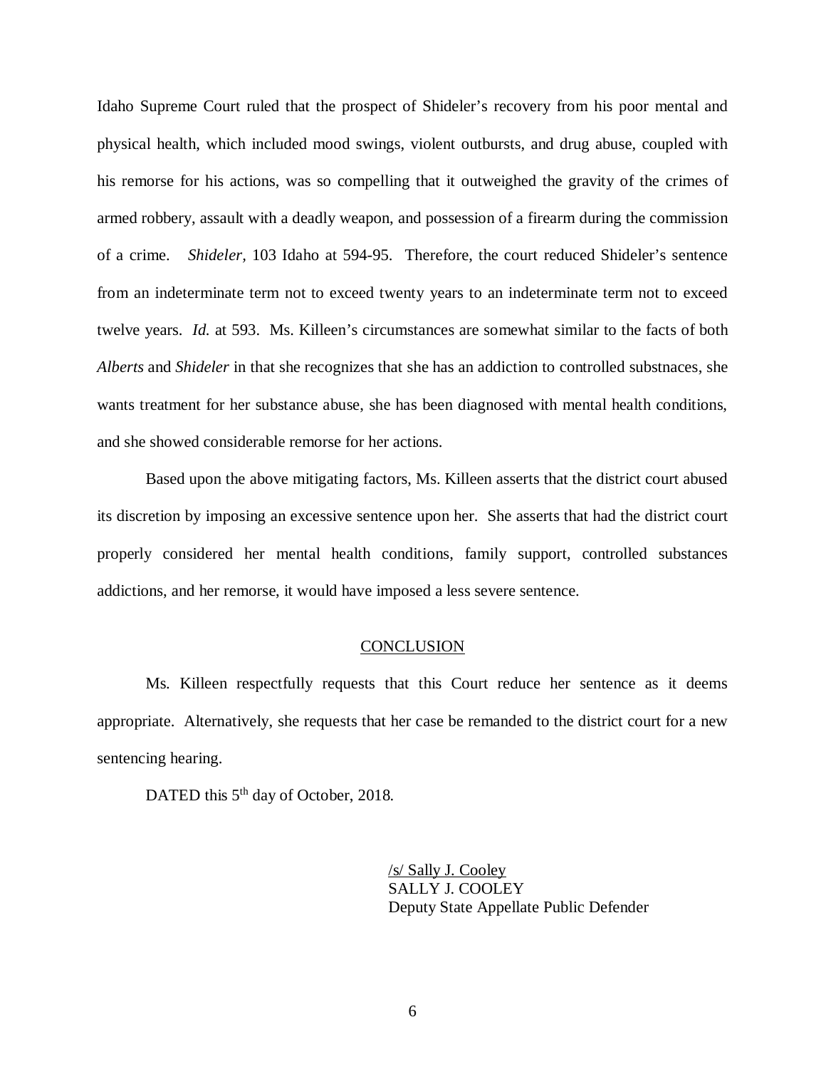Idaho Supreme Court ruled that the prospect of Shideler's recovery from his poor mental and physical health, which included mood swings, violent outbursts, and drug abuse, coupled with his remorse for his actions, was so compelling that it outweighed the gravity of the crimes of armed robbery, assault with a deadly weapon, and possession of a firearm during the commission of a crime. *Shideler*, 103 Idaho at 594-95. Therefore, the court reduced Shideler's sentence from an indeterminate term not to exceed twenty years to an indeterminate term not to exceed twelve years. *Id.* at 593. Ms. Killeen's circumstances are somewhat similar to the facts of both *Alberts* and *Shideler* in that she recognizes that she has an addiction to controlled substnaces, she wants treatment for her substance abuse, she has been diagnosed with mental health conditions, and she showed considerable remorse for her actions.

Based upon the above mitigating factors, Ms. Killeen asserts that the district court abused its discretion by imposing an excessive sentence upon her. She asserts that had the district court properly considered her mental health conditions, family support, controlled substances addictions, and her remorse, it would have imposed a less severe sentence.

## CONCLUSION

Ms. Killeen respectfully requests that this Court reduce her sentence as it deems appropriate. Alternatively, she requests that her case be remanded to the district court for a new sentencing hearing.

DATED this 5th day of October, 2018.

/s/ Sally J. Cooley
SALLY J. COOLEY
Deputy State Appellate Public Defender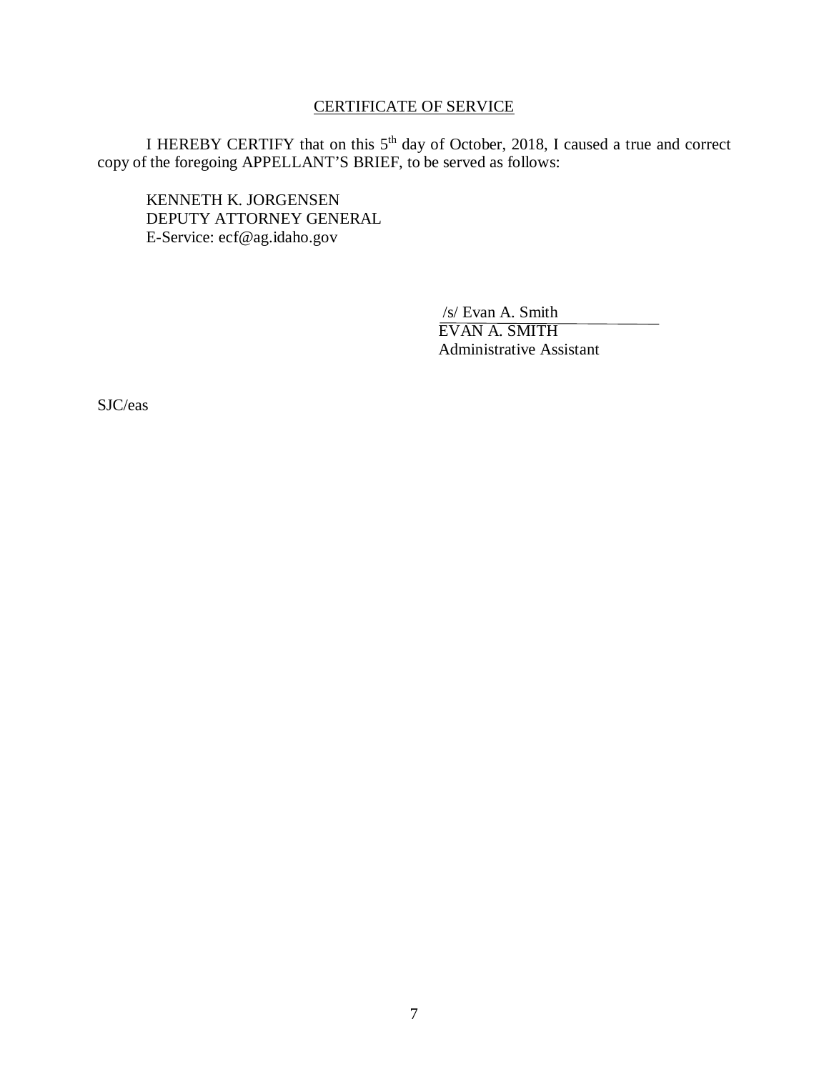CERTIFICATE OF SERVICE

I HEREBY CERTIFY that on this 5th day of October, 2018, I caused a true and correct copy of the foregoing APPELLANT'S BRIEF, to be served as follows:

KENNETH K. JORGENSEN
DEPUTY ATTORNEY GENERAL
E-Service: ecf@ag.idaho.gov

/s/ Evan A. Smith
EVAN A. SMITH
Administrative Assistant

SJC/eas